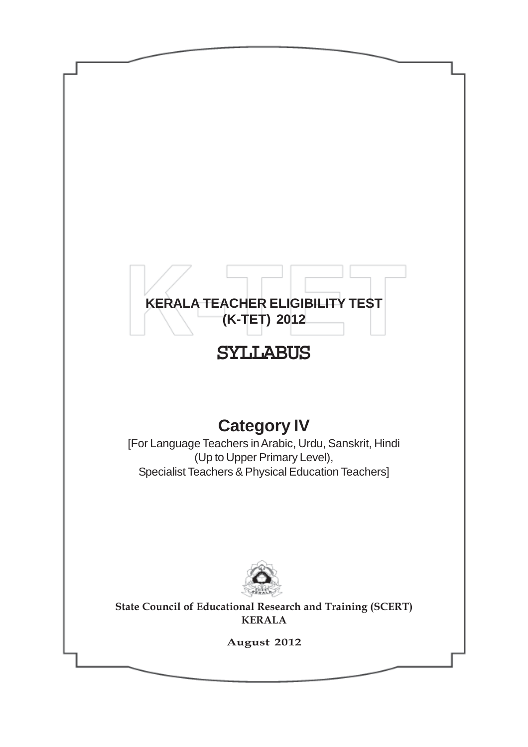# KERALA TEACHER ELIGIBILITY TEST (K-TET) 2012

# SYLLABUS

## Category IV

[For Language Teachers in Arabic, Urdu, Sanskrit, Hindi (Up to Upper Primary Level), Specialist Teachers & Physical Education Teachers]

**State Council of Educational Research and Training (SCERT)**
**KERALA**

**August 2012**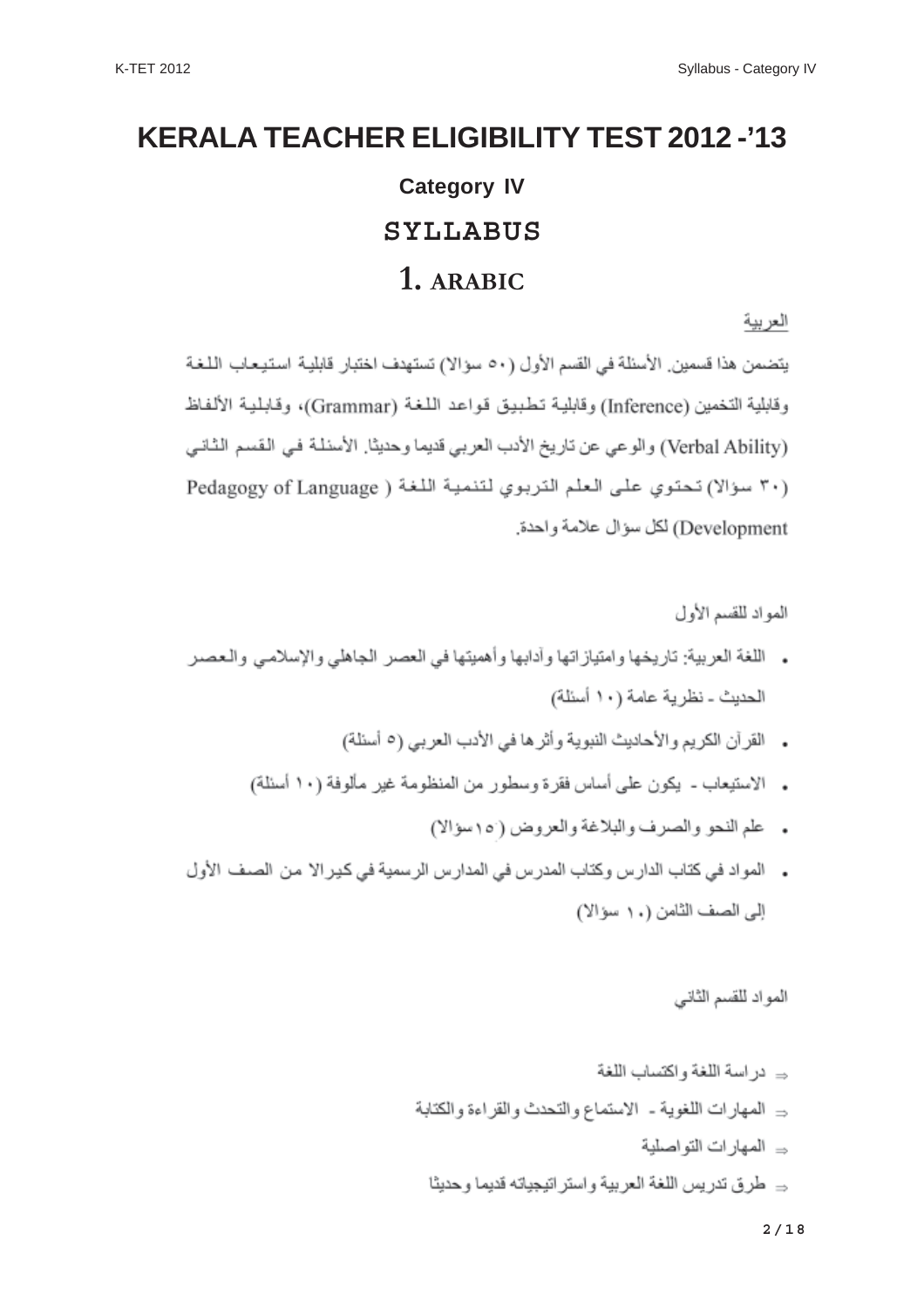# KERALA TEACHER ELIGIBILITY TEST 2012 -'13

### Category IV

## SYLLABUS

## 1. ARABIC

العربية

يتضمن هذا قسمين. الأسئلة في القسم الأول (٥٠ سؤالا) تستهدف اختبار قابلية استيعاب اللغة وقابلية التخمين (Inference) وقابلية تطبيق قواعد اللغة (Grammar)، وقابلية الألفاظ (Verbal Ability) والوعي عن تاريخ الأدب العربي قديما وحديثا. الأسئلة في القسم الثاني (٣٠ سؤالا) تحتوي على العلم التربوي لتنمية اللغة ( Pedagogy of Language Development) لكل سؤال علامة واحدة.

المواد للقسم الأول

- اللغة العربية: تاريخها وامتيازاتها وآدابها وأهميتها في العصر الجاهلي والإسلامي والعصر الحديث - نظرية عامة (١٠ أسئلة)
- القرآن الكريم والأحاديث النبوية وأثرها في الأدب العربي (٥ أسئلة)
- الاستيعاب - يكون على أساس فقرة وسطور من المنظومة غير مألوفة (١٠ أسئلة)
- علم النحو والصرف والبلاغة والعروض (١٥ سؤالا)
- المواد في كتاب الدارس وكتاب المدرس في المدارس الرسمية في كيرالا من الصف الأول إلى الصف الثامن (١٠ سؤالا)

المواد للقسم الثاني

- ⇒ دراسة اللغة واكتساب اللغة
- ⇒ المهارات اللغوية - الاستماع والتحدث والقراءة والكتابة
- ⇒ المهارات التواصلية
- ⇒ طرق تدريس اللغة العربية واستراتيجياته قديما وحديثا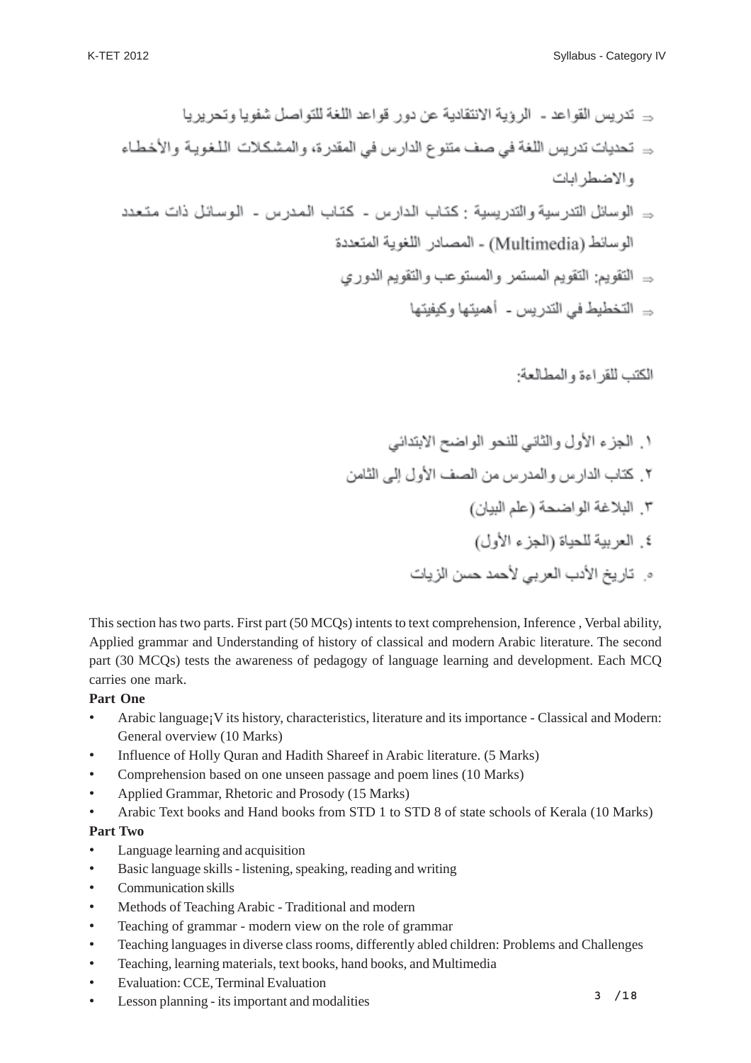- ⇐ تدريس القواعد - الرؤية الانتقادية عن دور قواعد اللغة للتواصل شفويا وتحريريا
- ⇐ تحديات تدريس اللغة في صف متنوع الدارس في المقدرة، والمشكلات اللغوية والأخطاء والاضطرابات
- ⇐ الوسائل التدرسية والتدريسية : كتاب الدارس - كتاب المدرس - الوسائل ذات متعدد الوسائط (Multimedia) - المصادر اللغوية المتعددة
- ⇐ التقويم: التقويم المستمر والمستوعب والتقويم الدوري
- ⇐ التخطيط في التدريس - أهميتها وكيفيتها

الكتب للقراءة والمطالعة:

١. الجزء الأول والثاني للنحو الواضح الابتدائي

٢. كتاب الدارس والمدرس من الصف الأول إلى الثامن

٣. البلاغة الواضحة (علم البيان)

٤. العربية للحياة (الجزء الأول)

٥. تاريخ الأدب العربي لأحمد حسن الزيات

This section has two parts. First part (50 MCQs) intents to text comprehension, Inference , Verbal ability, Applied grammar and Understanding of history of classical and modern Arabic literature. The second part (30 MCQs) tests the awareness of pedagogy of language learning and development. Each MCQ carries one mark.

**Part One**

- Arabic language¡V its history, characteristics, literature and its importance - Classical and Modern: General overview (10 Marks)
- Influence of Holly Quran and Hadith Shareef in Arabic literature. (5 Marks)
- Comprehension based on one unseen passage and poem lines (10 Marks)
- Applied Grammar, Rhetoric and Prosody (15 Marks)
- Arabic Text books and Hand books from STD 1 to STD 8 of state schools of Kerala (10 Marks)

**Part Two**

- Language learning and acquisition
- Basic language skills - listening, speaking, reading and writing
- Communication skills
- Methods of Teaching Arabic - Traditional and modern
- Teaching of grammar - modern view on the role of grammar
- Teaching languages in diverse class rooms, differently abled children: Problems and Challenges
- Teaching, learning materials, text books, hand books, and Multimedia
- Evaluation: CCE, Terminal Evaluation
- Lesson planning - its important and modalities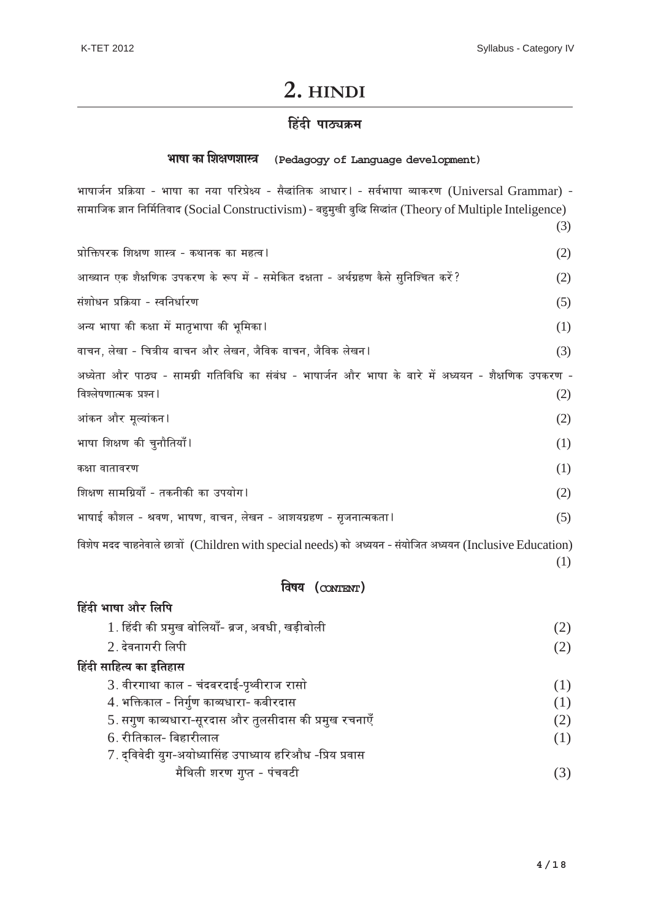# 2. HINDI

## हिंदी पाठ्यक्रम

### भाषा का शिक्षणशास्त्र (Pedagogy of Language development)

भाषार्जन प्रक्रिया - भाषा का नया परिप्रेक्ष्य - सैद्धांतिक आधार। - सर्वभाषा व्याकरण (Universal Grammar) - सामाजिक ज्ञान निर्मितिवाद (Social Constructivism) - बहुमुखी बुद्धि सिद्धांत (Theory of Multiple Inteligence) (3)

प्रोक्तिपरक शिक्षण शास्त्र - कथानक का महत्व। (2)

आख्यान एक शैक्षणिक उपकरण के रूप में - समेकित दक्षता - अर्थग्रहण कैसे सुनिश्चित करें? (2)

संशोधन प्रक्रिया - स्वनिर्धारण (5)

अन्य भाषा की कक्षा में मातृभाषा की भूमिका। (1)

वाचन, लेखा - चित्रीय बाचन और लेखन, जैविक वाचन, जैविक लेखन। (3)

अध्येता और पाठ्य - सामग्री गतिविधि का संबंध - भाषार्जन और भाषा के बारे में अध्ययन - शैक्षणिक उपकरण - विश्लेषणात्मक प्रश्न। (2)

आंकन और मूल्यांकन। (2)

भाषा शिक्षण की चुनौतियाँ। (1)

कक्षा वातावरण (1)

शिक्षण सामग्रियाँ - तकनीकी का उपयोग। (2)

भाषाई कौशल - श्रवण, भाषण, वाचन, लेखन - आशयग्रहण - सृजनात्मकता। (5)

विशेष मदद चाहनेवाले छात्रों (Children with special needs) को अध्ययन - संयोजित अध्ययन (Inclusive Education) (1)

## विषय (CONTENT)

### हिंदी भाषा और लिपि

1. हिंदी की प्रमुख बोलियाँ- ब्रज, अवधी, खड़ीबोली (2)
2. देवनागरी लिपी (2)

### हिंदी साहित्य का इतिहास

3. वीरगाथा काल - चंदबरदाई-पृथ्वीराज रासो (1)
4. भक्तिकाल - निर्गुण काव्यधारा- कबीरदास (1)
5. सगुण काव्यधारा-सूरदास और तुलसीदास की प्रमुख रचनाएँ (2)
6. रीतिकाल- बिहारीलाल (1)
7. द्विवेदी युग-अयोध्यासिंह उपाध्याय हरिऔध -प्रिय प्रवास
   मैथिली शरण गुप्त - पंचवटी (3)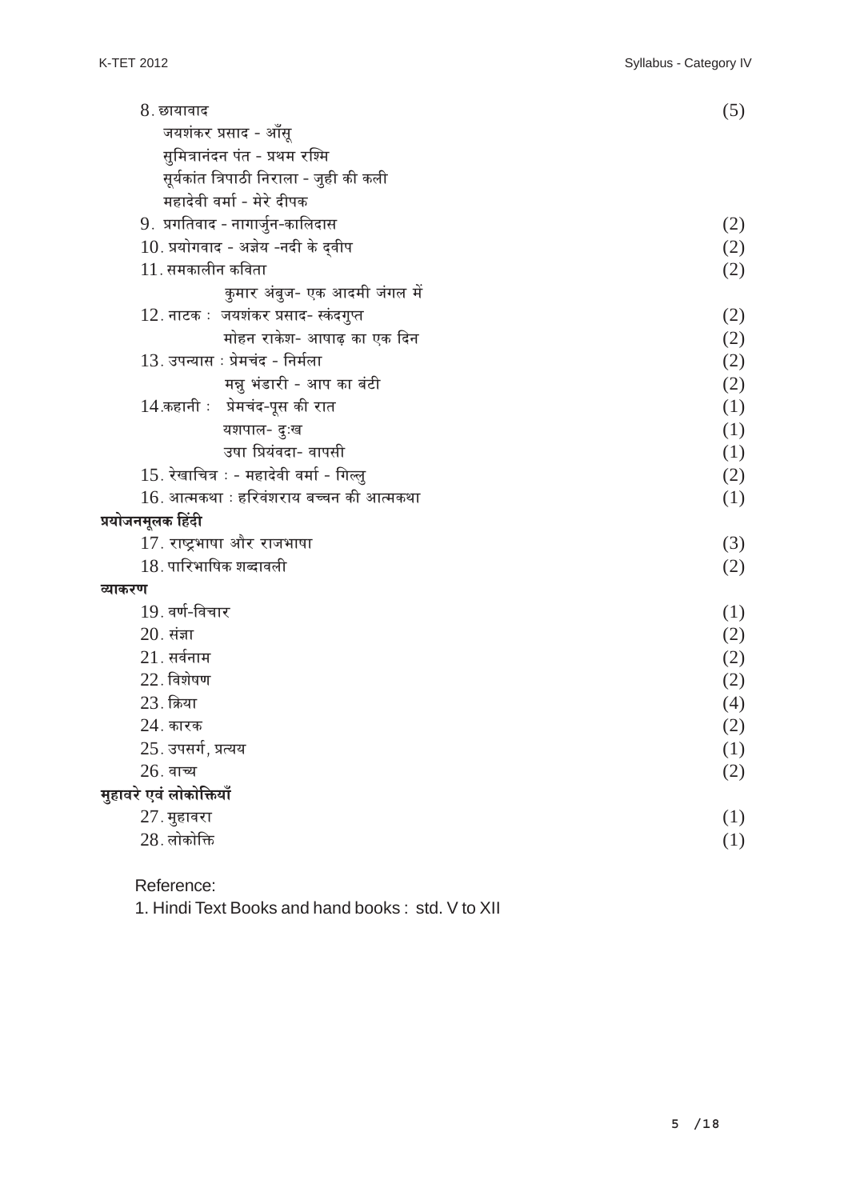8. छायावाद (5)

जयशंकर प्रसाद - आँसू

सुमित्रानंदन पंत - प्रथम रश्मि

सूर्यकांत त्रिपाठी निराला - जुही की कली

महादेवी वर्मा - मेरे दीपक

9. प्रगतिवाद - नागार्जुन-कालिदास (2)

10. प्रयोगवाद - अज्ञेय -नदी के द्वीप (2)

11. समकालीन कविता (2)

कुमार अंबुज- एक आदमी जंगल में

12. नाटक : जयशंकर प्रसाद- स्कंदगुप्त (2)

मोहन राकेश- आषाढ़ का एक दिन (2)

13. उपन्यास : प्रेमचंद - निर्मला (2)

मन्नु भंडारी - आप का बंटी (2)

14. कहानी : प्रेमचंद-पूस की रात (1)

यशपाल- दुःख (1)

उषा प्रियंवदा- वापसी (1)

15. रेखाचित्र : - महादेवी वर्मा - गिल्लु (2)

16. आत्मकथा : हरिवंशराय बच्चन की आत्मकथा (1)

**प्रयोजनमूलक हिंदी**

17. राष्ट्रभाषा और राजभाषा (3)

18. पारिभाषिक शब्दावली (2)

**व्याकरण**

19. वर्ण-विचार (1)

20. संज्ञा (2)

21. सर्वनाम (2)

22. विशेषण (2)

23. क्रिया (4)

24. कारक (2)

25. उपसर्ग, प्रत्यय (1)

26. वाच्य (2)

**मुहावरे एवं लोकोक्तियाँ**

27. मुहावरा (1)

28. लोकोक्ति (1)

Reference:

1. Hindi Text Books and hand books : std. V to XII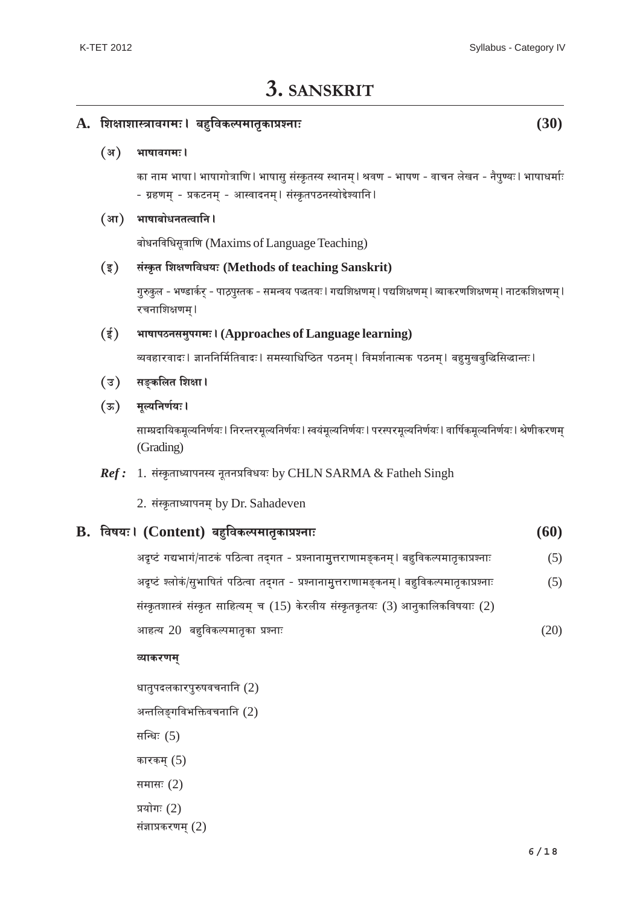# 3. SANSKRIT

## A. शिक्षाशास्त्रावगमः। बहुविकल्पमातृकाप्रश्नाः **(30)**

**(अ) भाषावगमः।**

का नाम भाषा। भाषागोत्राणि। भाषासु संस्कृतस्य स्थानम्। श्रवण - भाषण - वाचन लेखन - नैपुण्यः। भाषाधर्माः - ग्रहणम् - प्रकटनम् - आस्वादनम्। संस्कृतपठनस्योद्देश्यानि।

**(आ) भाषाबोधनतत्वानि।**

बोधनविधिसूत्राणि (Maxims of Language Teaching)

**(इ) संस्कृत शिक्षणविधयः (Methods of teaching Sanskrit)**

गुरुकुल - भण्डार्कर् - पाठ्पुस्तक - समन्वय पद्धतयः। गद्यशिक्षणम्। पद्यशिक्षणम्। व्याकरणशिक्षणम्। नाटकशिक्षणम्। रचनाशिक्षणम्।

**(ई) भाषापठनसमुपगमः। (Approaches of Language learning)**

व्यवहारवादः। ज्ञाननिर्मितिवादः। समस्याधिष्ठित पठनम्। विमर्शनात्मक पठनम्। बहुमुखबुद्धिसिद्धान्तः।

**(उ) सङ्कलित शिक्षा।**

**(ऊ) मूल्यनिर्णयः।**

साम्प्रदायिकमूल्यनिर्णयः। निरन्तरमूल्यनिर्णयः। स्वयंमूल्यनिर्णयः। परस्परमूल्यनिर्णयः। वार्षिकमूल्यनिर्णयः। श्रेणीकरणम् (Grading)

***Ref :*** 1. संस्कृताध्यापनस्य नूतनप्रविधयः by CHLN SARMA & Fatheh Singh

2. संस्कृताध्यापनम् by Dr. Sahadeven

## B. विषयः। (Content) बहुविकल्पमातृकाप्रश्नाः **(60)**

अदृष्टं गद्यभागं/नाटकं पठित्वा तद्गत - प्रश्नानामुत्तराणामङ्कनम्। बहुविकल्पमातृकाप्रश्नाः (5)

अदृष्टं श्लोकं/सुभाषितं पठित्वा तद्गत - प्रश्नानामुत्तराणामङ्कनम्। बहुविकल्पमातृकाप्रश्नाः (5)

संस्कृतशास्त्रं संस्कृत साहित्यम् च (15) केरलीय संस्कृतकृतयः (3) आनुकालिकविषयाः (2)

आहत्य 20 बहुविकल्पमातृका प्रश्नाः (20)

**व्याकरणम्**

धातुपदलकारपुरुषवचनानि (2)

अन्तलिङ्गविभक्तिवचनानि (2)

सन्धिः (5)

कारकम् (5)

समासः (2)

प्रयोगः (2)

संज्ञाप्रकरणम् (2)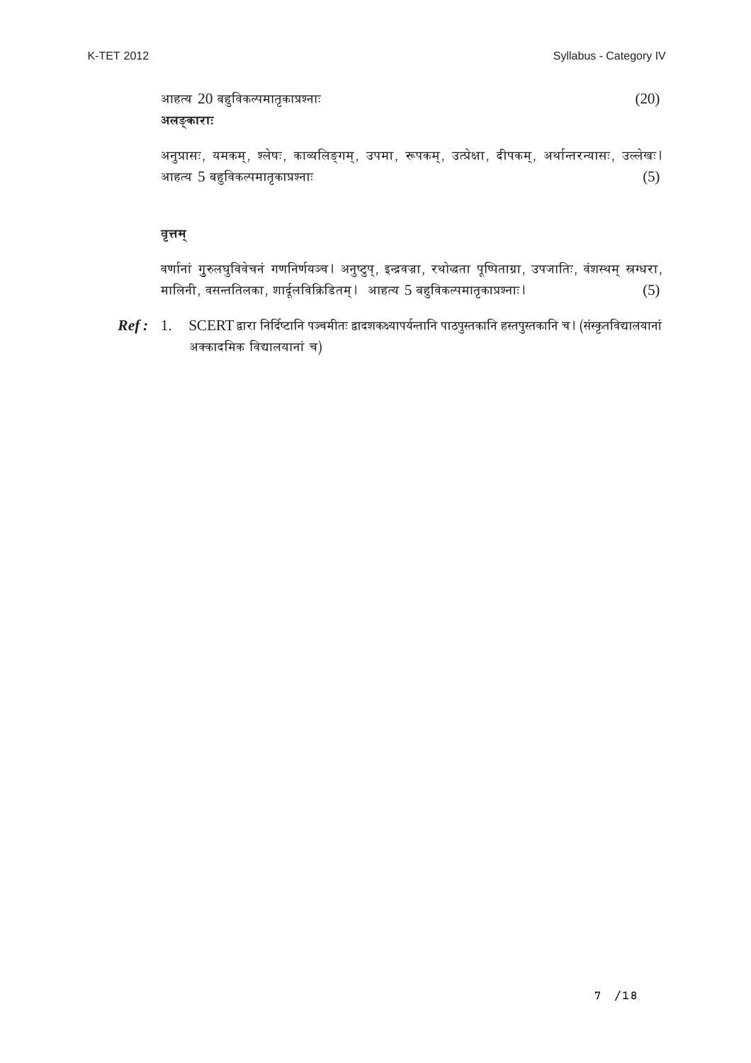आहत्य 20 बहुविकल्पमातृकाप्रश्नाः (20)

**अलङ्काराः**

अनुप्रासः, यमकम्, श्लेषः, काव्यलिङ्गम्, उपमा, रूपकम्, उत्प्रेक्षा, दीपकम्, अर्थान्तरन्यासः, उल्लेखः।
आहत्य 5 बहुविकल्पमातृकाप्रश्नाः (5)

**वृत्तम्**

वर्णानां गुरुलघुविवेचनं गणनिर्णयञ्च। अनुष्टुप्, इन्द्रवज्रा, रथोद्धता पुष्पिताग्रा, उपजातिः, वंशस्थम् स्रग्धरा, मालिनी, वसन्ततिलका, शार्दूलविक्रिडितम्। आहत्य 5 बहुविकल्पमातृकाप्रश्नाः। (5)

***Ref :*** 1. SCERT द्वारा निर्दिष्टानि पञ्चमीतः द्वादशकक्ष्यापर्यन्तानि पाठपुस्तकानि हस्तपुस्तकानि च। (संस्कृतविद्यालयानां अक्कादमिक विद्यालयानां च)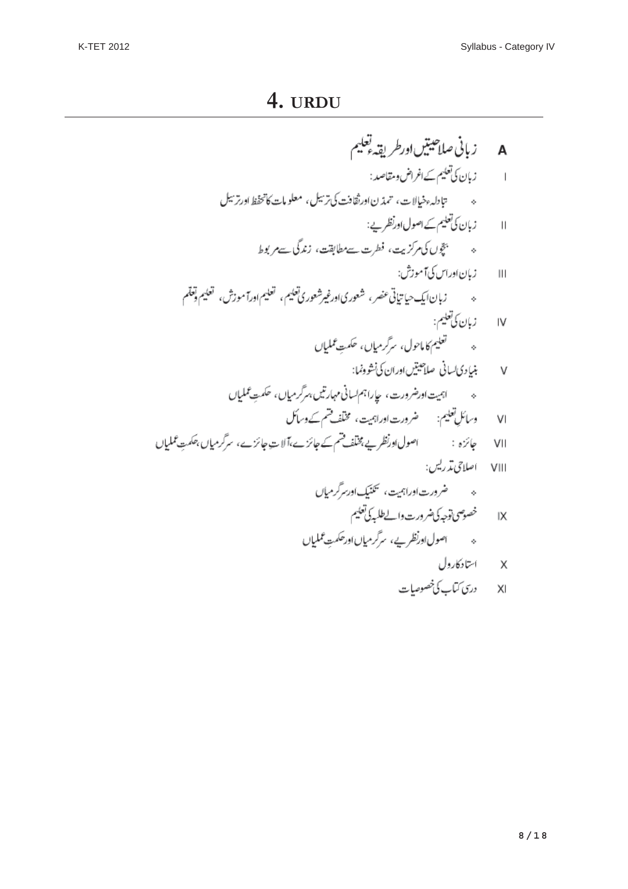# 4. URDU

## A زبانی صلاحیتیں اور طریقہء تعلیم

I زبان کی تعلیم کے اغراض و مقاصد:

- تبادلہء خیالات، تمدن اور ثقافت کی ترسیل، معلومات کا تحفظ اور ترسیل

II زبان کی تعلیم کے اصول اور نظریے:

- بچوں کی مرکزیت، فطرت سے مطابقت، زندگی سے مربوط

III زبان اور اس کی آموزش:

- زبان ایک حیاتیاتی عنصر، شعوری اور غیر شعوری تعلیم، تعلیم اور آموزش، تعلیم و تعلّم

IV زبان کی تعلیم:

- تعلیم کا ماحول، سرگرمیاں، حکمتِ عملیاں

V بنیادی لسانی صلاحیتیں اور ان کی نشو و نما:

- اہمیت اور ضرورت، چار اہم لسانی مہارتیں، سرگرمیاں، حکمتِ عملیاں

VI وسائلِ تعلیم: ضرورت اور اہمیت، مختلف قسم کے وسائل

VII جائزہ: اصول اور نظریے، مختلف قسم کے جائزے، آلاتِ جائزے، سرگرمیاں، حکمتِ عملیاں

VIII اصلاحی تدریس:

- ضرورت اور اہمیت، تکنیک اور سرگرمیاں

IX خصوصی توجہ کی ضرورت والے طلبہ کی تعلیم

- اصول اور نظریے، سرگرمیاں اور حکمتِ عملیاں

X استاد کا رول

XI درسی کتاب کی خصوصیات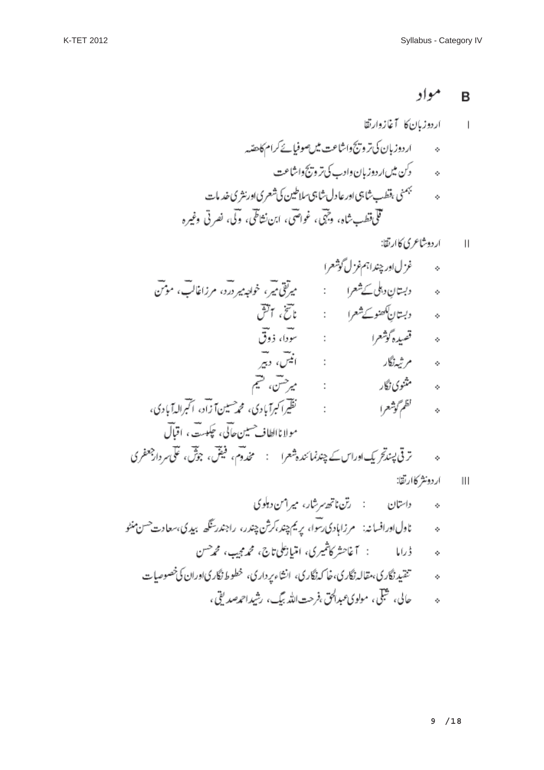## B مواد

I اردو زبان کا آغاز وارتقا

- اردو زبان کی ترویج واشاعت میں صوفیائے کرام کا حصہ
- دکن میں اردو زبان وادب کی ترویج واشاعت
- بہمنی، قطب شاہی اور عادل شاہی سلاطین کی شعری اور نثری خدمات
  قلی قطب شاہ، وجہی، غواصی، ابن نشاطی، ولی، نصرتی وغیرہ

II اردو شاعری کا ارتقا:

- غزل اور چند اہم غزل گو شعرا
- دبستانِ دہلی کے شعرا : میر تقی میر، خواجہ میر درد، مرزا غالب، مومن
- دبستانِ لکھنو کے شعرا : ناسخ، آتش
- قصیدہ گو شعرا : سودا، ذوق
- مرثیہ نگار : انیس، دبیر
- مثنوی نگار : میر حسن، نسیم
- نظم گو شعرا : نظیر اکبر آبادی، محمد حسین آزاد، اکبر الہ آبادی، مولانا الطاف حسین حالی، چکبست، اقبال
- ترقی پسند تحریک اور اس کے چند نمائندہ شعرا : مخدوم، فیض، جوش، علی سردار جعفری

III اردو نثر کا ارتقا:

- داستان : رتن ناتھ سرشار، میر امن دہلوی
- ناول اور افسانہ: مرزا ہادی رسوا، پریم چند، کرشن چندر، راجندر سنگھ بیدی، سعادت حسن منٹو
- ڈراما : آغا حشر کاشمیری، امتیاز علی تاج، محمد مجیب، محمد حسن
- تنقید نگاری، مقالہ نگاری، خاکہ نگاری، انشاء پردازی، خطوط نگاری اور ان کی خصوصیات
- حالی، شبلی، مولوی عبدالحق، فرحت اللہ بیگ، رشید احمد صدیقی،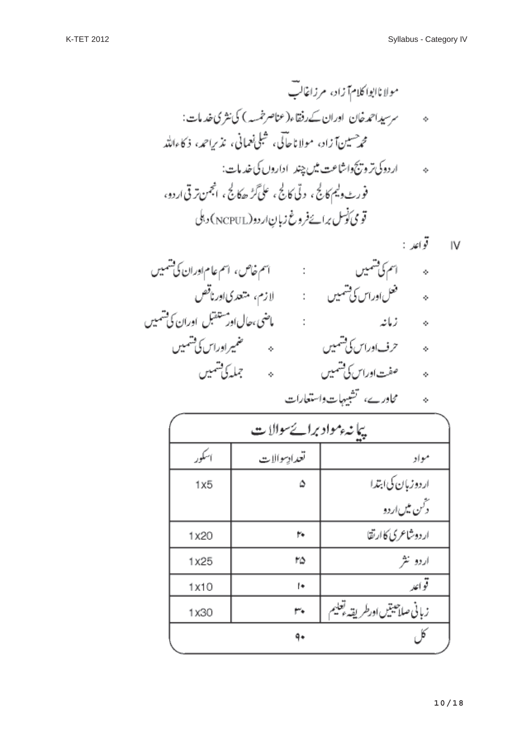مولانا ابوالکلام آزاد، مرزا غالب

- سرسید احمد خان اور ان کے رفقاء (عناصر خمسہ) کی نثری خدمات:
  محمد حسین آزاد، مولانا حالی، شبلی نعمانی، نذیر احمد، ذکاءاللہ
- اردو کی ترویج و اشاعت میں چند اداروں کی خدمات:
  فورٹ ولیم کالج، دلی کالج، علی گڑھ کالج، انجمن ترقی اردو، قومی کونسل برائے فروغ زبان اردو (NCPUL) دہلی

IV قواعد :

- اسم کی قسمیں : اسم خاص، اسم عام اور ان کی قسمیں
- فعل اور اس کی قسمیں : لازم، متعدی اور ناقص
- زمانہ : ماضی، حال اور مستقبل اور ان کی قسمیں
- حرف اور اس کی قسمیں
- ضمیر اور اس کی قسمیں
- صفت اور اس کی قسمیں
- جملہ کی قسمیں
- محاورے، تشبیہات و استعارات

| پیمانہء مواد برائے سوالات | | |
|---|---|---|
| مواد | تعدادِ سوالات | اسکور |
| اردو زبان کی ابتدا<br>دکن میں اردو | ۵ | 1x5 |
| اردو شاعری کا ارتقا | ۲۰ | 1x20 |
| اردو نثر | ۲۵ | 1x25 |
| قواعد | ۱۰ | 1x10 |
| زبانی صلاحیتیں اور طریقہء تعلیم | ۳۰ | 1x30 |
| کل | ۹۰ | |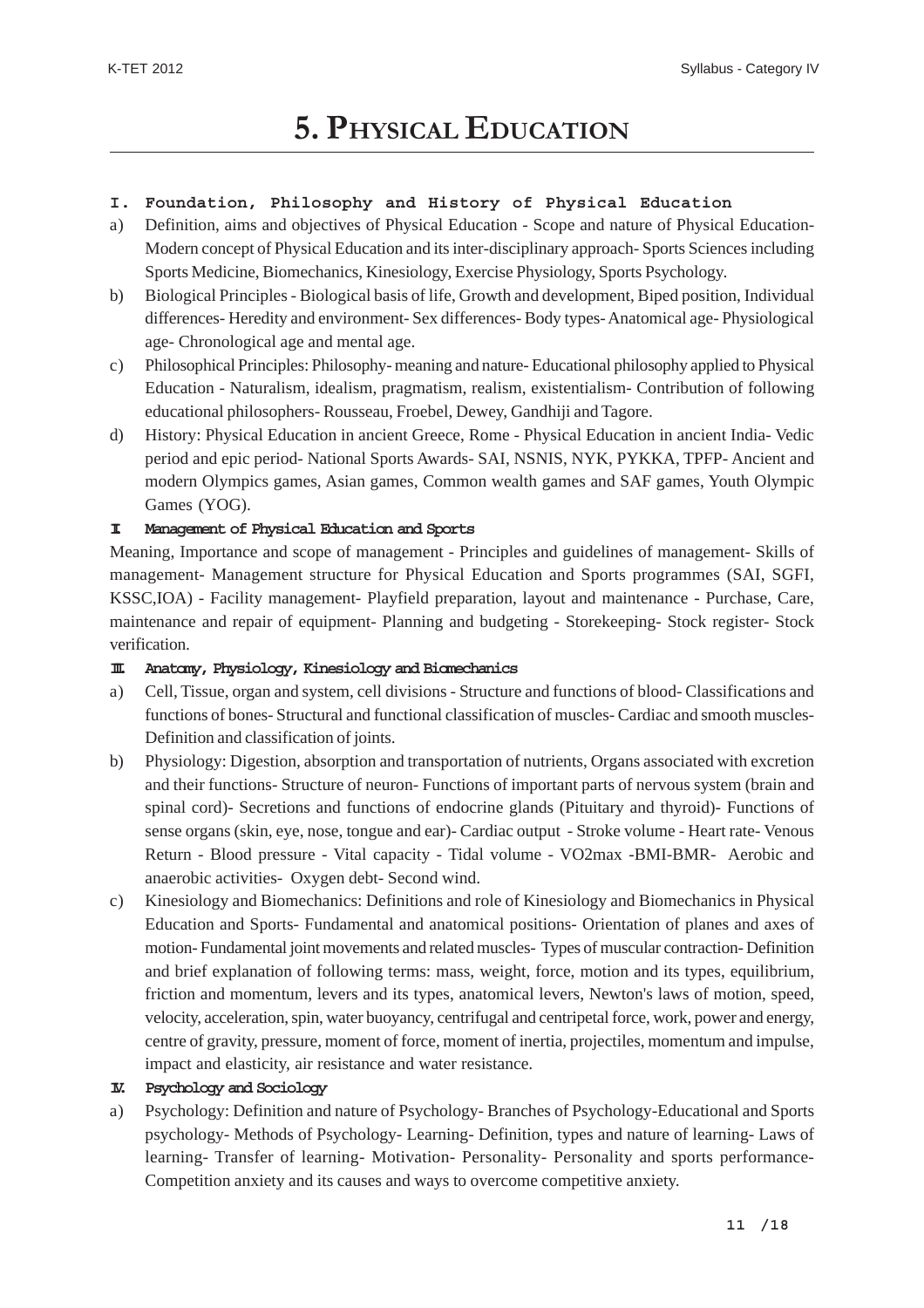# 5. Physical Education

### I. Foundation, Philosophy and History of Physical Education

a) Definition, aims and objectives of Physical Education - Scope and nature of Physical Education- Modern concept of Physical Education and its inter-disciplinary approach- Sports Sciences including Sports Medicine, Biomechanics, Kinesiology, Exercise Physiology, Sports Psychology.

b) Biological Principles - Biological basis of life, Growth and development, Biped position, Individual differences- Heredity and environment- Sex differences- Body types- Anatomical age- Physiological age- Chronological age and mental age.

c) Philosophical Principles: Philosophy- meaning and nature- Educational philosophy applied to Physical Education - Naturalism, idealism, pragmatism, realism, existentialism- Contribution of following educational philosophers- Rousseau, Froebel, Dewey, Gandhiji and Tagore.

d) History: Physical Education in ancient Greece, Rome - Physical Education in ancient India- Vedic period and epic period- National Sports Awards- SAI, NSNIS, NYK, PYKKA, TPFP- Ancient and modern Olympics games, Asian games, Common wealth games and SAF games, Youth Olympic Games (YOG).

### II. Management of Physical Education and Sports

Meaning, Importance and scope of management - Principles and guidelines of management- Skills of management- Management structure for Physical Education and Sports programmes (SAI, SGFI, KSSC,IOA) - Facility management- Playfield preparation, layout and maintenance - Purchase, Care, maintenance and repair of equipment- Planning and budgeting - Storekeeping- Stock register- Stock verification.

### III. Anatomy, Physiology, Kinesiology and Biomechanics

a) Cell, Tissue, organ and system, cell divisions - Structure and functions of blood- Classifications and functions of bones- Structural and functional classification of muscles- Cardiac and smooth muscles- Definition and classification of joints.

b) Physiology: Digestion, absorption and transportation of nutrients, Organs associated with excretion and their functions- Structure of neuron- Functions of important parts of nervous system (brain and spinal cord)- Secretions and functions of endocrine glands (Pituitary and thyroid)- Functions of sense organs (skin, eye, nose, tongue and ear)- Cardiac output - Stroke volume - Heart rate- Venous Return - Blood pressure - Vital capacity - Tidal volume - VO2max -BMI-BMR- Aerobic and anaerobic activities- Oxygen debt- Second wind.

c) Kinesiology and Biomechanics: Definitions and role of Kinesiology and Biomechanics in Physical Education and Sports- Fundamental and anatomical positions- Orientation of planes and axes of motion- Fundamental joint movements and related muscles- Types of muscular contraction- Definition and brief explanation of following terms: mass, weight, force, motion and its types, equilibrium, friction and momentum, levers and its types, anatomical levers, Newton's laws of motion, speed, velocity, acceleration, spin, water buoyancy, centrifugal and centripetal force, work, power and energy, centre of gravity, pressure, moment of force, moment of inertia, projectiles, momentum and impulse, impact and elasticity, air resistance and water resistance.

### IV. Psychology and Sociology

a) Psychology: Definition and nature of Psychology- Branches of Psychology-Educational and Sports psychology- Methods of Psychology- Learning- Definition, types and nature of learning- Laws of learning- Transfer of learning- Motivation- Personality- Personality and sports performance- Competition anxiety and its causes and ways to overcome competitive anxiety.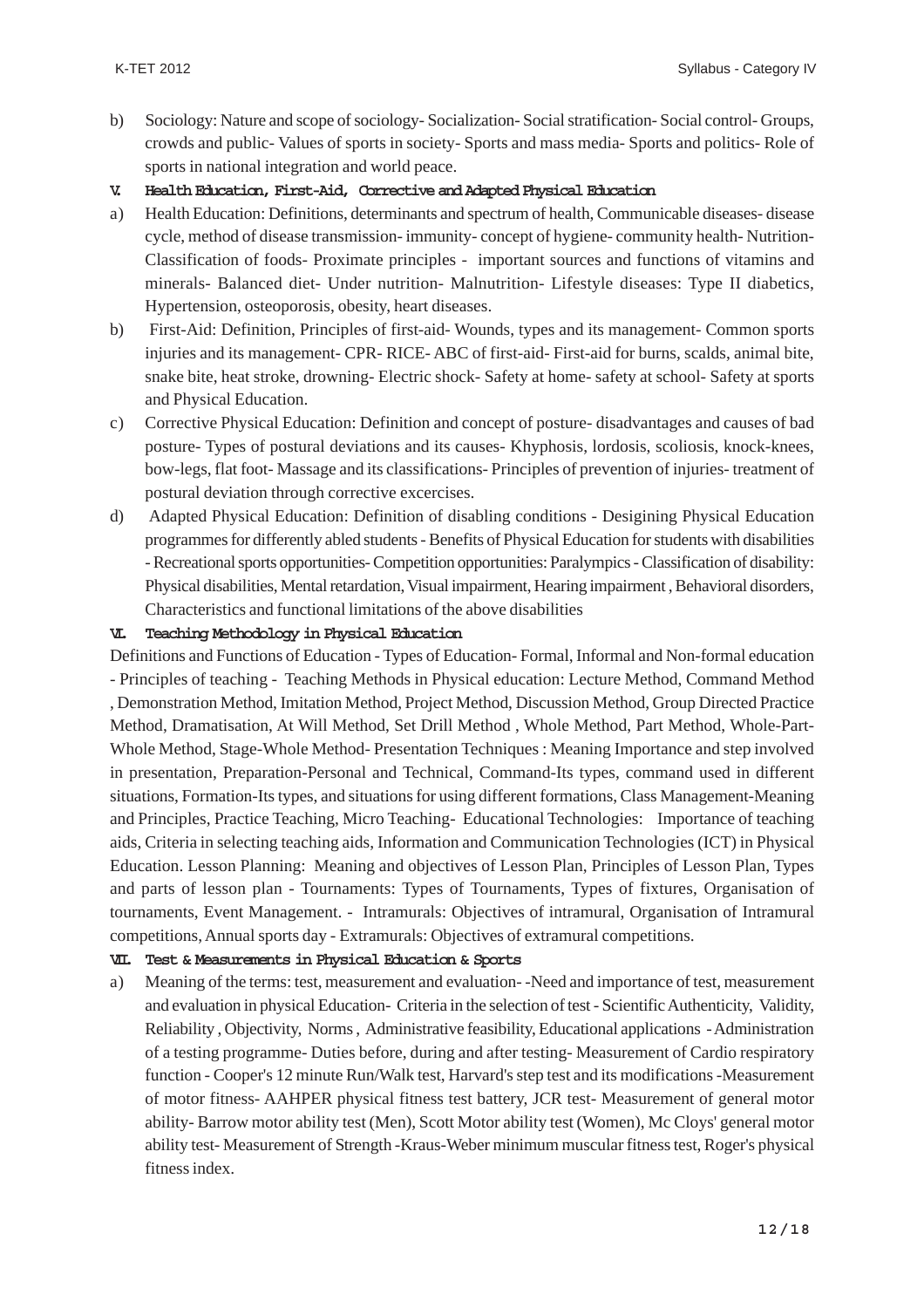b) Sociology: Nature and scope of sociology- Socialization- Social stratification- Social control- Groups, crowds and public- Values of sports in society- Sports and mass media- Sports and politics- Role of sports in national integration and world peace.

## V. Health Education, First-Aid, Corrective and Adapted Physical Education

a) Health Education: Definitions, determinants and spectrum of health, Communicable diseases- disease cycle, method of disease transmission- immunity- concept of hygiene- community health- Nutrition- Classification of foods- Proximate principles - important sources and functions of vitamins and minerals- Balanced diet- Under nutrition- Malnutrition- Lifestyle diseases: Type II diabetics, Hypertension, osteoporosis, obesity, heart diseases.

b) First-Aid: Definition, Principles of first-aid- Wounds, types and its management- Common sports injuries and its management- CPR- RICE- ABC of first-aid- First-aid for burns, scalds, animal bite, snake bite, heat stroke, drowning- Electric shock- Safety at home- safety at school- Safety at sports and Physical Education.

c) Corrective Physical Education: Definition and concept of posture- disadvantages and causes of bad posture- Types of postural deviations and its causes- Khyphosis, lordosis, scoliosis, knock-knees, bow-legs, flat foot- Massage and its classifications- Principles of prevention of injuries- treatment of postural deviation through corrective excercises.

d) Adapted Physical Education: Definition of disabling conditions - Desigining Physical Education programmes for differently abled students - Benefits of Physical Education for students with disabilities - Recreational sports opportunities- Competition opportunities: Paralympics - Classification of disability: Physical disabilities, Mental retardation, Visual impairment, Hearing impairment , Behavioral disorders, Characteristics and functional limitations of the above disabilities

## VI. Teaching Methodology in Physical Education

Definitions and Functions of Education - Types of Education- Formal, Informal and Non-formal education - Principles of teaching - Teaching Methods in Physical education: Lecture Method, Command Method , Demonstration Method, Imitation Method, Project Method, Discussion Method, Group Directed Practice Method, Dramatisation, At Will Method, Set Drill Method , Whole Method, Part Method, Whole-Part-Whole Method, Stage-Whole Method- Presentation Techniques : Meaning Importance and step involved in presentation, Preparation-Personal and Technical, Command-Its types, command used in different situations, Formation-Its types, and situations for using different formations, Class Management-Meaning and Principles, Practice Teaching, Micro Teaching- Educational Technologies: Importance of teaching aids, Criteria in selecting teaching aids, Information and Communication Technologies (ICT) in Physical Education. Lesson Planning: Meaning and objectives of Lesson Plan, Principles of Lesson Plan, Types and parts of lesson plan - Tournaments: Types of Tournaments, Types of fixtures, Organisation of tournaments, Event Management. - Intramurals: Objectives of intramural, Organisation of Intramural competitions, Annual sports day - Extramurals: Objectives of extramural competitions.

## VII. Test & Measurements in Physical Education & Sports

a) Meaning of the terms: test, measurement and evaluation- -Need and importance of test, measurement and evaluation in physical Education- Criteria in the selection of test - Scientific Authenticity, Validity, Reliability , Objectivity, Norms , Administrative feasibility, Educational applications - Administration of a testing programme- Duties before, during and after testing- Measurement of Cardio respiratory function - Cooper's 12 minute Run/Walk test, Harvard's step test and its modifications -Measurement of motor fitness- AAHPER physical fitness test battery, JCR test- Measurement of general motor ability- Barrow motor ability test (Men), Scott Motor ability test (Women), Mc Cloys' general motor ability test- Measurement of Strength -Kraus-Weber minimum muscular fitness test, Roger's physical fitness index.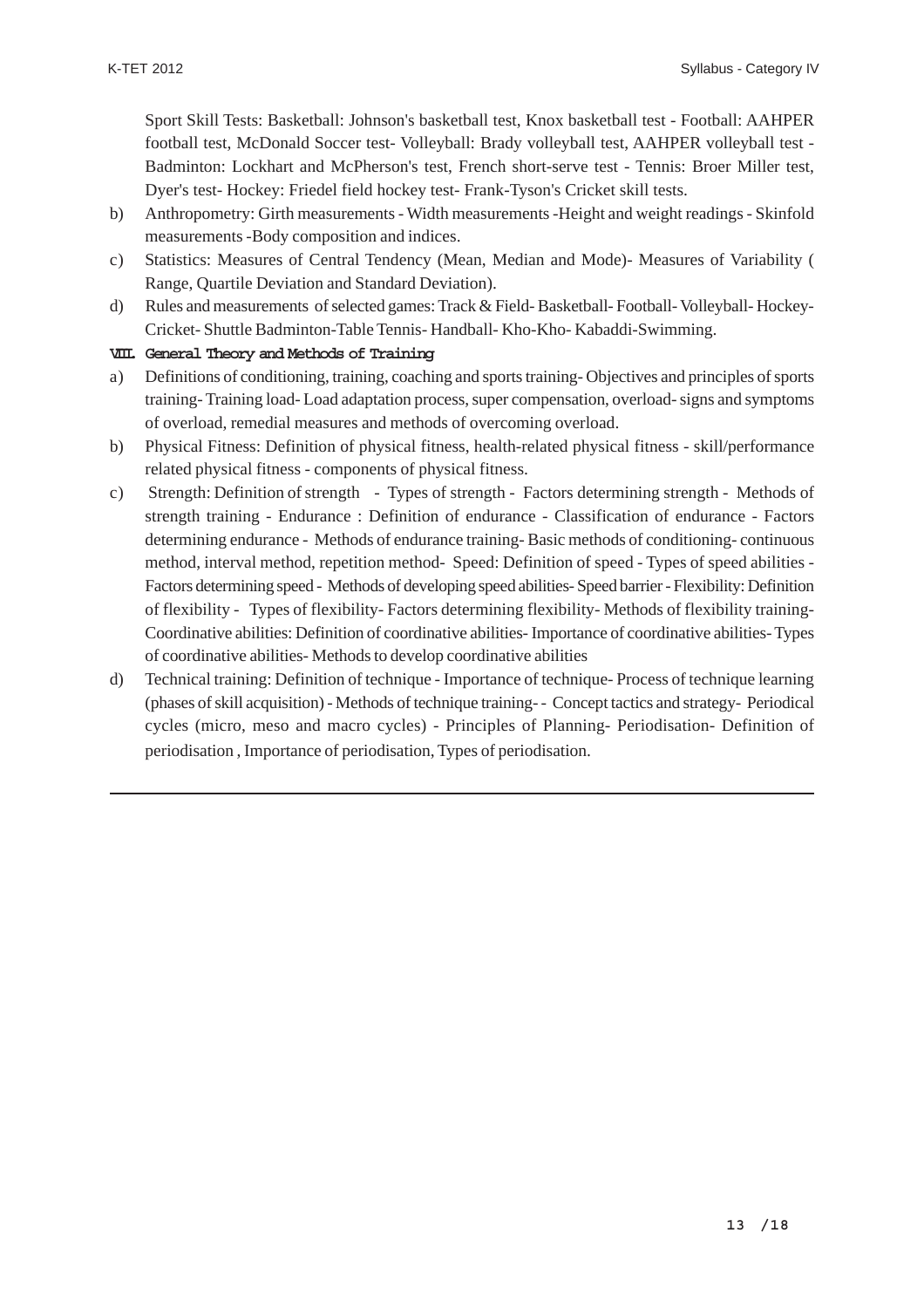Sport Skill Tests: Basketball: Johnson's basketball test, Knox basketball test - Football: AAHPER football test, McDonald Soccer test- Volleyball: Brady volleyball test, AAHPER volleyball test - Badminton: Lockhart and McPherson's test, French short-serve test - Tennis: Broer Miller test, Dyer's test- Hockey: Friedel field hockey test- Frank-Tyson's Cricket skill tests.

b) Anthropometry: Girth measurements - Width measurements -Height and weight readings - Skinfold measurements -Body composition and indices.

c) Statistics: Measures of Central Tendency (Mean, Median and Mode)- Measures of Variability ( Range, Quartile Deviation and Standard Deviation).

d) Rules and measurements of selected games: Track & Field- Basketball- Football- Volleyball- Hockey- Cricket- Shuttle Badminton-Table Tennis- Handball- Kho-Kho- Kabaddi-Swimming.

**VIII. General Theory and Methods of Training**

a) Definitions of conditioning, training, coaching and sports training- Objectives and principles of sports training- Training load- Load adaptation process, super compensation, overload- signs and symptoms of overload, remedial measures and methods of overcoming overload.

b) Physical Fitness: Definition of physical fitness, health-related physical fitness - skill/performance related physical fitness - components of physical fitness.

c) Strength: Definition of strength - Types of strength - Factors determining strength - Methods of strength training - Endurance : Definition of endurance - Classification of endurance - Factors determining endurance - Methods of endurance training- Basic methods of conditioning- continuous method, interval method, repetition method- Speed: Definition of speed - Types of speed abilities - Factors determining speed - Methods of developing speed abilities- Speed barrier - Flexibility: Definition of flexibility - Types of flexibility- Factors determining flexibility- Methods of flexibility training- Coordinative abilities: Definition of coordinative abilities- Importance of coordinative abilities- Types of coordinative abilities- Methods to develop coordinative abilities

d) Technical training: Definition of technique - Importance of technique- Process of technique learning (phases of skill acquisition) - Methods of technique training- - Concept tactics and strategy- Periodical cycles (micro, meso and macro cycles) - Principles of Planning- Periodisation- Definition of periodisation , Importance of periodisation, Types of periodisation.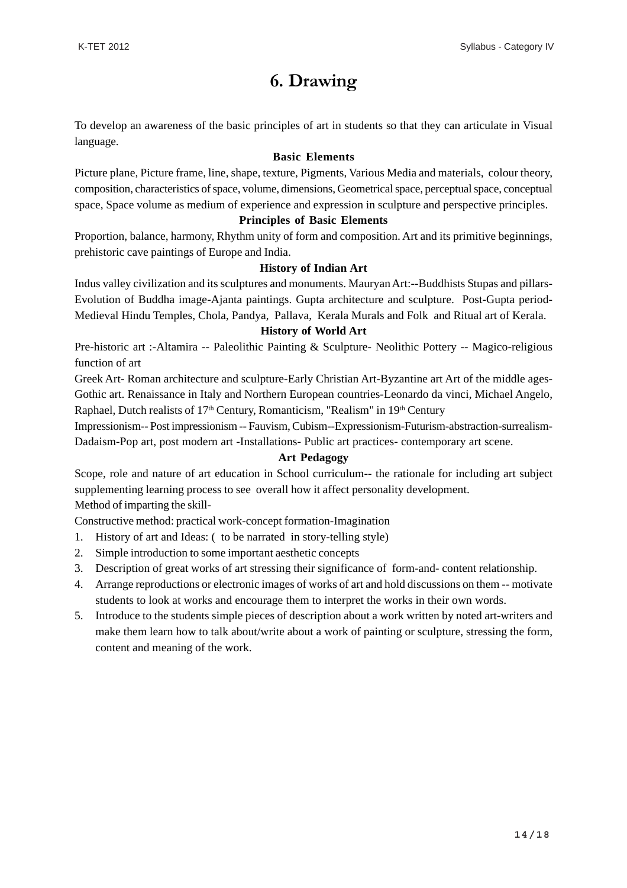# 6. Drawing

To develop an awareness of the basic principles of art in students so that they can articulate in Visual language.

### Basic Elements

Picture plane, Picture frame, line, shape, texture, Pigments, Various Media and materials, colour theory, composition, characteristics of space, volume, dimensions, Geometrical space, perceptual space, conceptual space, Space volume as medium of experience and expression in sculpture and perspective principles.

### Principles of Basic Elements

Proportion, balance, harmony, Rhythm unity of form and composition. Art and its primitive beginnings, prehistoric cave paintings of Europe and India.

### History of Indian Art

Indus valley civilization and its sculptures and monuments. Mauryan Art:--Buddhists Stupas and pillars-Evolution of Buddha image-Ajanta paintings. Gupta architecture and sculpture. Post-Gupta period-Medieval Hindu Temples, Chola, Pandya, Pallava, Kerala Murals and Folk and Ritual art of Kerala.

### History of World Art

Pre-historic art :-Altamira -- Paleolithic Painting & Sculpture- Neolithic Pottery -- Magico-religious function of art

Greek Art- Roman architecture and sculpture-Early Christian Art-Byzantine art Art of the middle ages-Gothic art. Renaissance in Italy and Northern European countries-Leonardo da vinci, Michael Angelo, Raphael, Dutch realists of 17th Century, Romanticism, "Realism" in 19th Century

Impressionism-- Post impressionism -- Fauvism, Cubism--Expressionism-Futurism-abstraction-surrealism-Dadaism-Pop art, post modern art -Installations- Public art practices- contemporary art scene.

### Art Pedagogy

Scope, role and nature of art education in School curriculum-- the rationale for including art subject supplementing learning process to see overall how it affect personality development.

Method of imparting the skill-

Constructive method: practical work-concept formation-Imagination

1. History of art and Ideas: ( to be narrated in story-telling style)
2. Simple introduction to some important aesthetic concepts
3. Description of great works of art stressing their significance of form-and- content relationship.
4. Arrange reproductions or electronic images of works of art and hold discussions on them -- motivate students to look at works and encourage them to interpret the works in their own words.
5. Introduce to the students simple pieces of description about a work written by noted art-writers and make them learn how to talk about/write about a work of painting or sculpture, stressing the form, content and meaning of the work.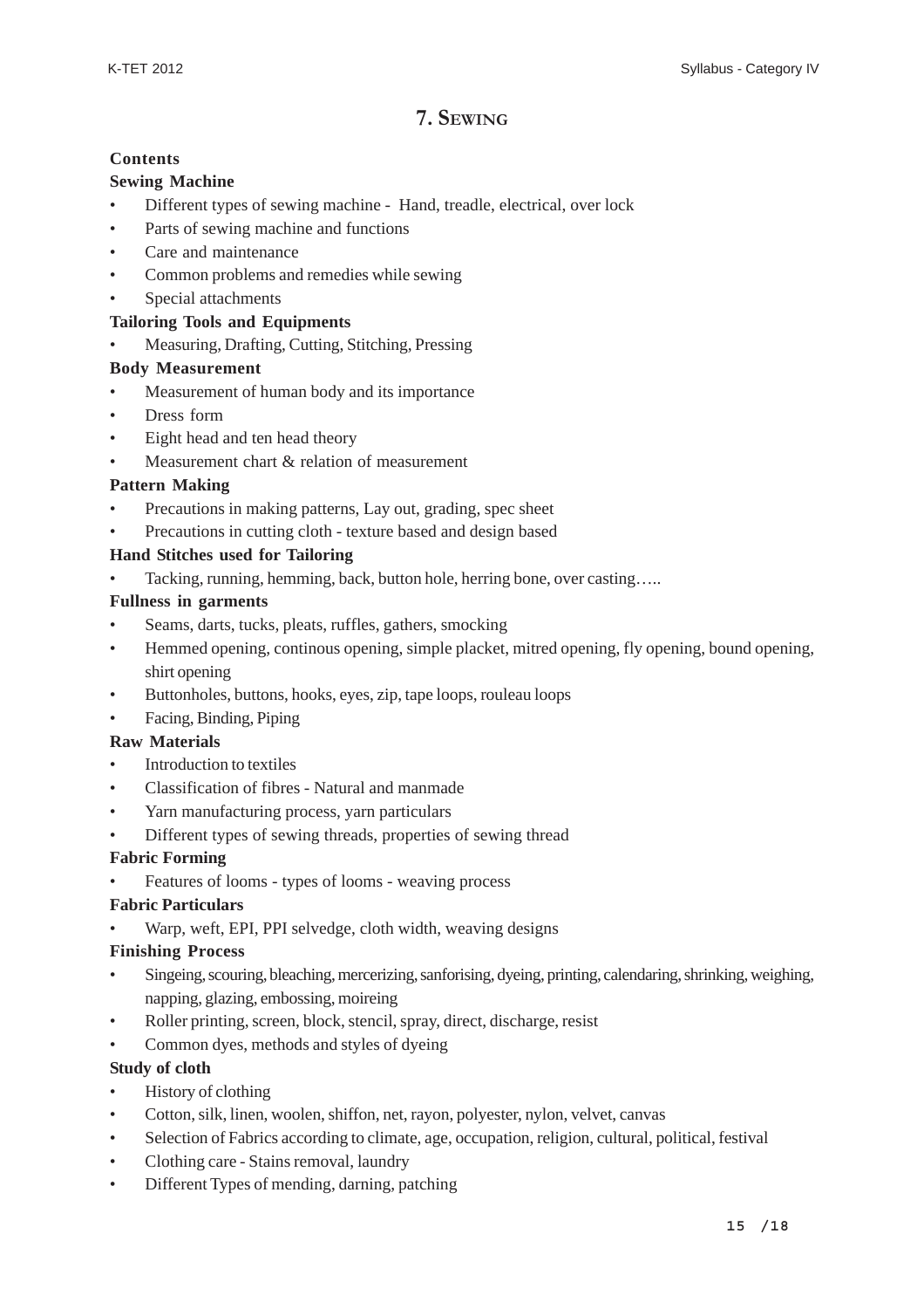# 7. Sewing

**Contents**

**Sewing Machine**

- Different types of sewing machine - Hand, treadle, electrical, over lock
- Parts of sewing machine and functions
- Care and maintenance
- Common problems and remedies while sewing
- Special attachments

**Tailoring Tools and Equipments**

- Measuring, Drafting, Cutting, Stitching, Pressing

**Body Measurement**

- Measurement of human body and its importance
- Dress form
- Eight head and ten head theory
- Measurement chart & relation of measurement

**Pattern Making**

- Precautions in making patterns, Lay out, grading, spec sheet
- Precautions in cutting cloth - texture based and design based

**Hand Stitches used for Tailoring**

- Tacking, running, hemming, back, button hole, herring bone, over casting…..

**Fullness in garments**

- Seams, darts, tucks, pleats, ruffles, gathers, smocking
- Hemmed opening, continous opening, simple placket, mitred opening, fly opening, bound opening, shirt opening
- Buttonholes, buttons, hooks, eyes, zip, tape loops, rouleau loops
- Facing, Binding, Piping

**Raw Materials**

- Introduction to textiles
- Classification of fibres - Natural and manmade
- Yarn manufacturing process, yarn particulars
- Different types of sewing threads, properties of sewing thread

**Fabric Forming**

- Features of looms - types of looms - weaving process

**Fabric Particulars**

- Warp, weft, EPI, PPI selvedge, cloth width, weaving designs

**Finishing Process**

- Singeing, scouring, bleaching, mercerizing, sanforising, dyeing, printing, calendaring, shrinking, weighing, napping, glazing, embossing, moireing
- Roller printing, screen, block, stencil, spray, direct, discharge, resist
- Common dyes, methods and styles of dyeing

**Study of cloth**

- History of clothing
- Cotton, silk, linen, woolen, shiffon, net, rayon, polyester, nylon, velvet, canvas
- Selection of Fabrics according to climate, age, occupation, religion, cultural, political, festival
- Clothing care - Stains removal, laundry
- Different Types of mending, darning, patching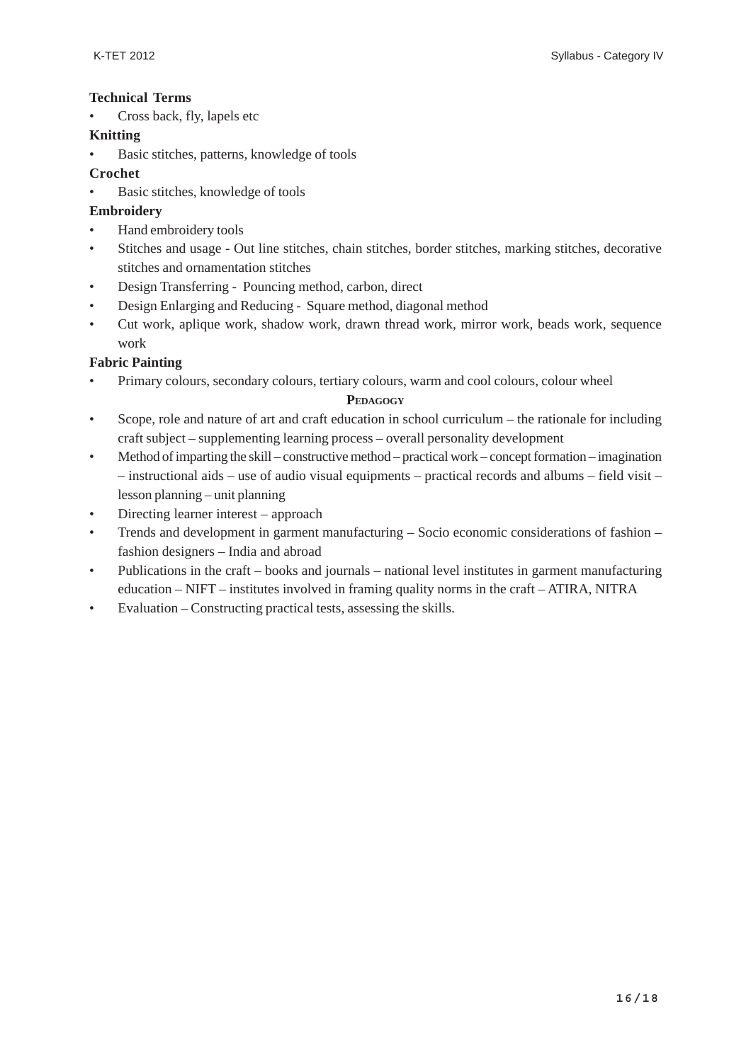**Technical Terms**

- Cross back, fly, lapels etc

**Knitting**

- Basic stitches, patterns, knowledge of tools

**Crochet**

- Basic stitches, knowledge of tools

**Embroidery**

- Hand embroidery tools
- Stitches and usage - Out line stitches, chain stitches, border stitches, marking stitches, decorative stitches and ornamentation stitches
- Design Transferring - Pouncing method, carbon, direct
- Design Enlarging and Reducing - Square method, diagonal method
- Cut work, aplique work, shadow work, drawn thread work, mirror work, beads work, sequence work

**Fabric Painting**

- Primary colours, secondary colours, tertiary colours, warm and cool colours, colour wheel

## PEDAGOGY

- Scope, role and nature of art and craft education in school curriculum – the rationale for including craft subject – supplementing learning process – overall personality development
- Method of imparting the skill – constructive method – practical work – concept formation – imagination – instructional aids – use of audio visual equipments – practical records and albums – field visit – lesson planning – unit planning
- Directing learner interest – approach
- Trends and development in garment manufacturing – Socio economic considerations of fashion – fashion designers – India and abroad
- Publications in the craft – books and journals – national level institutes in garment manufacturing education – NIFT – institutes involved in framing quality norms in the craft – ATIRA, NITRA
- Evaluation – Constructing practical tests, assessing the skills.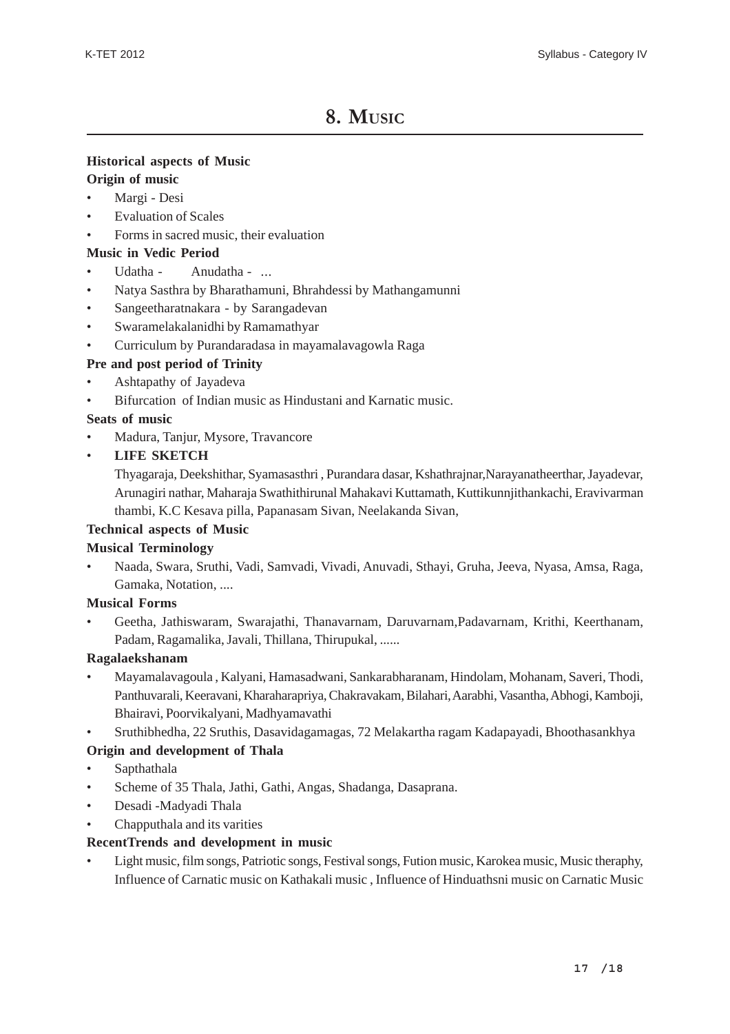# 8. Music

**Historical aspects of Music**

**Origin of music**

- Margi - Desi
- Evaluation of Scales
- Forms in sacred music, their evaluation

**Music in Vedic Period**

- Udatha - Anudatha - ...
- Natya Sasthra by Bharathamuni, Bhrahdessi by Mathangamunni
- Sangeetharatnakara - by Sarangadevan
- Swaramelakalanidhi by Ramamathyar
- Curriculum by Purandaradasa in mayamalavagowla Raga

**Pre and post period of Trinity**

- Ashtapathy of Jayadeva
- Bifurcation of Indian music as Hindustani and Karnatic music.

**Seats of music**

- Madura, Tanjur, Mysore, Travancore
- **LIFE SKETCH**

  Thyagaraja, Deekshithar, Syamasasthri , Purandara dasar, Kshathrajnar,Narayanatheerthar, Jayadevar, Arunagiri nathar, Maharaja Swathithirunal Mahakavi Kuttamath, Kuttikunnjithankachi, Eravivarman thambi, K.C Kesava pilla, Papanasam Sivan, Neelakanda Sivan,

**Technical aspects of Music**

**Musical Terminology**

- Naada, Swara, Sruthi, Vadi, Samvadi, Vivadi, Anuvadi, Sthayi, Gruha, Jeeva, Nyasa, Amsa, Raga, Gamaka, Notation, ....

**Musical Forms**

- Geetha, Jathiswaram, Swarajathi, Thanavarnam, Daruvarnam,Padavarnam, Krithi, Keerthanam, Padam, Ragamalika, Javali, Thillana, Thirupukal, ......

**Ragalaekshanam**

- Mayamalavagoula , Kalyani, Hamasadwani, Sankarabharanam, Hindolam, Mohanam, Saveri, Thodi, Panthuvarali, Keeravani, Kharaharapriya, Chakravakam, Bilahari, Aarabhi, Vasantha, Abhogi, Kamboji, Bhairavi, Poorvikalyani, Madhyamavathi
- Sruthibhedha, 22 Sruthis, Dasavidagamagas, 72 Melakartha ragam Kadapayadi, Bhoothasankhya

**Origin and development of Thala**

- Sapthathala
- Scheme of 35 Thala, Jathi, Gathi, Angas, Shadanga, Dasaprana.
- Desadi -Madyadi Thala
- Chapputhala and its varities

**RecentTrends and development in music**

- Light music, film songs, Patriotic songs, Festival songs, Fution music, Karokea music, Music theraphy, Influence of Carnatic music on Kathakali music , Influence of Hinduathsni music on Carnatic Music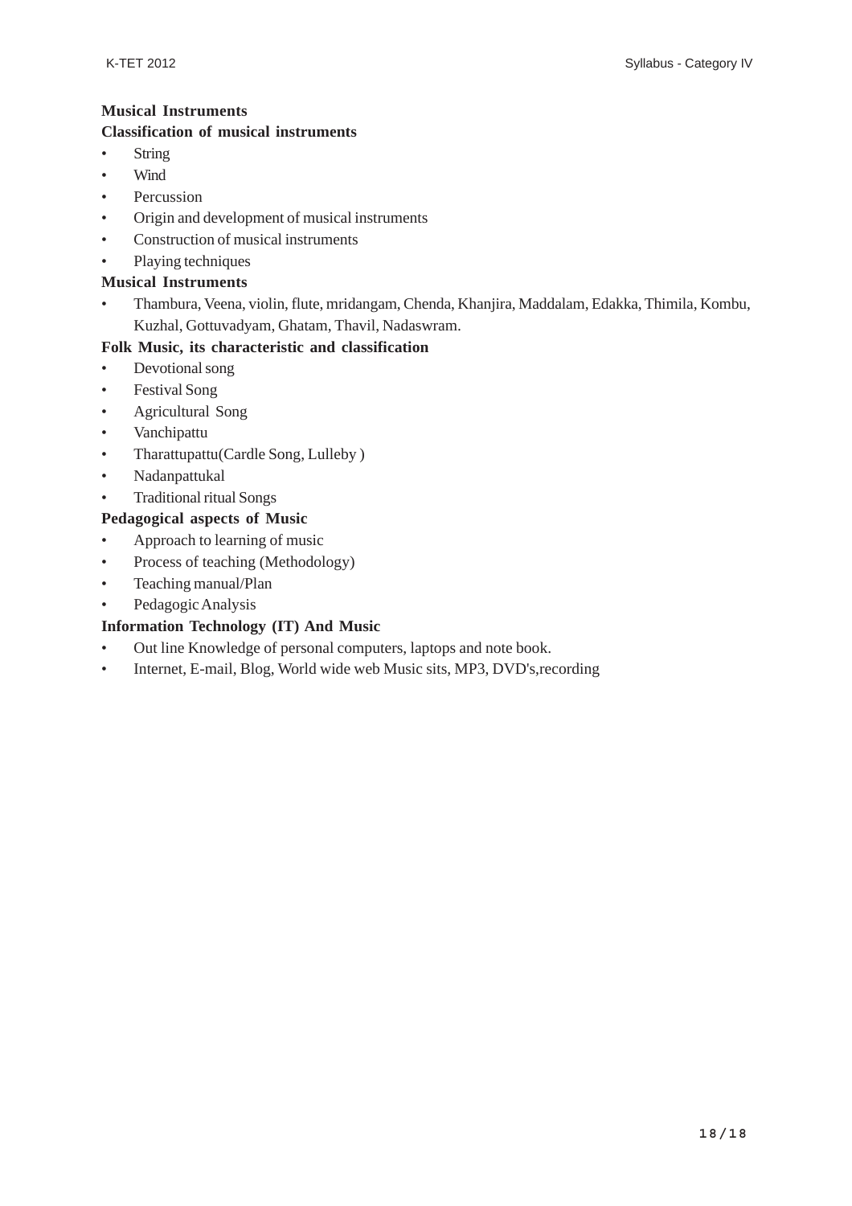**Musical Instruments**

**Classification of musical instruments**

- String
- Wind
- Percussion
- Origin and development of musical instruments
- Construction of musical instruments
- Playing techniques

**Musical Instruments**

- Thambura, Veena, violin, flute, mridangam, Chenda, Khanjira, Maddalam, Edakka, Thimila, Kombu, Kuzhal, Gottuvadyam, Ghatam, Thavil, Nadaswram.

**Folk Music, its characteristic and classification**

- Devotional song
- Festival Song
- Agricultural Song
- Vanchipattu
- Tharattupattu(Cardle Song, Lulleby )
- Nadanpattukal
- Traditional ritual Songs

**Pedagogical aspects of Music**

- Approach to learning of music
- Process of teaching (Methodology)
- Teaching manual/Plan
- Pedagogic Analysis

**Information Technology (IT) And Music**

- Out line Knowledge of personal computers, laptops and note book.
- Internet, E-mail, Blog, World wide web Music sits, MP3, DVD's,recording